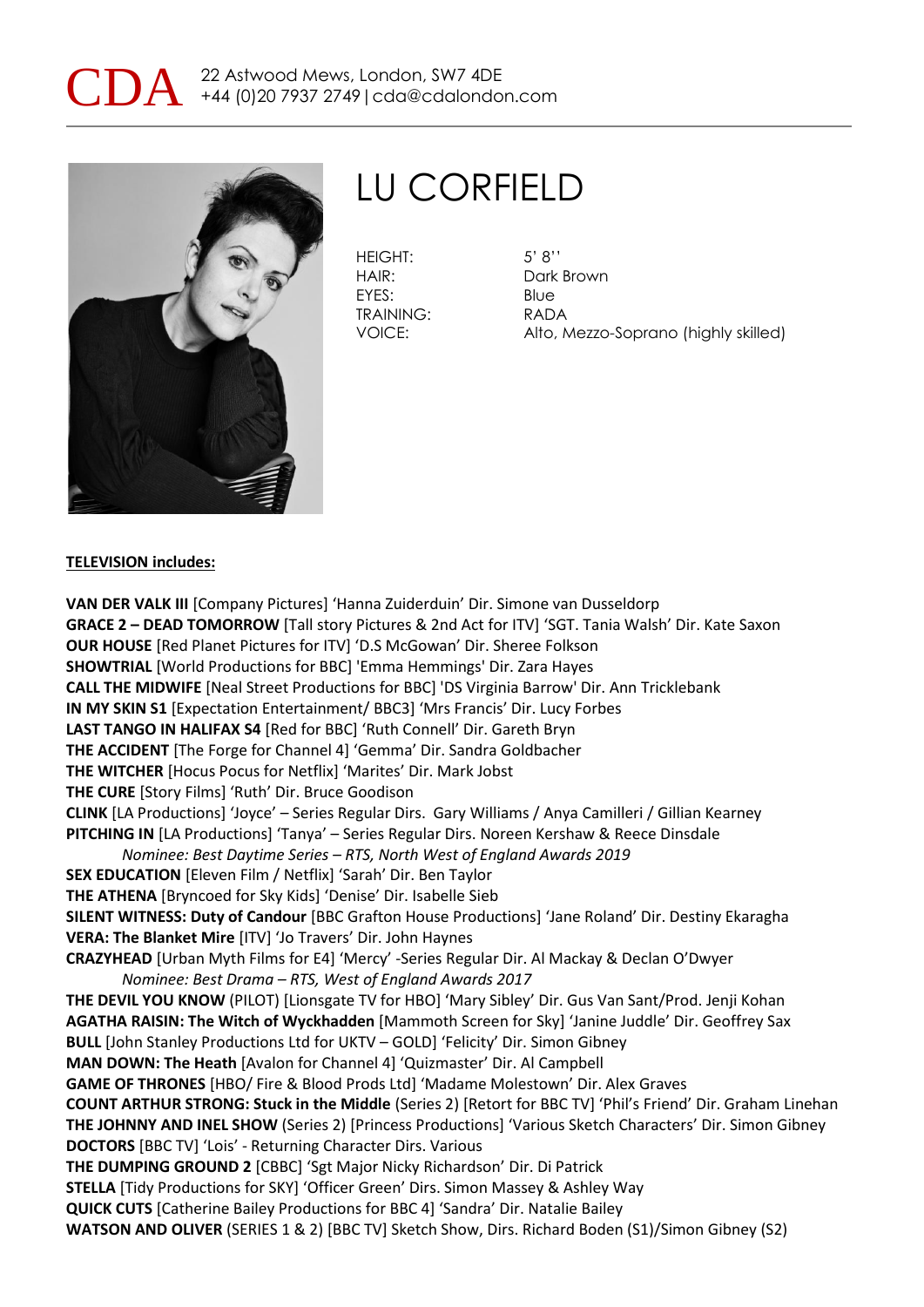CDA 22 Astwood Mews, London, SW7 4DE
+44 (0)20 7937 2749 | cda@cdalondon.com

# LU CORFIELD

HEIGHT: 5' 8''
HAIR: Dark Brown
EYES: Blue
TRAINING: RADA
VOICE: Alto, Mezzo-Soprano (highly skilled)

**TELEVISION includes:**

**VAN DER VALK III** [Company Pictures] 'Hanna Zuiderduin' Dir. Simone van Dusseldorp
**GRACE 2 – DEAD TOMORROW** [Tall story Pictures & 2nd Act for ITV] 'SGT. Tania Walsh' Dir. Kate Saxon
**OUR HOUSE** [Red Planet Pictures for ITV] 'D.S McGowan' Dir. Sheree Folkson
**SHOWTRIAL** [World Productions for BBC] 'Emma Hemmings' Dir. Zara Hayes
**CALL THE MIDWIFE** [Neal Street Productions for BBC] 'DS Virginia Barrow' Dir. Ann Tricklebank
**IN MY SKIN S1** [Expectation Entertainment/ BBC3] 'Mrs Francis' Dir. Lucy Forbes
**LAST TANGO IN HALIFAX S4** [Red for BBC] 'Ruth Connell' Dir. Gareth Bryn
**THE ACCIDENT** [The Forge for Channel 4] 'Gemma' Dir. Sandra Goldbacher
**THE WITCHER** [Hocus Pocus for Netflix] 'Marites' Dir. Mark Jobst
**THE CURE** [Story Films] 'Ruth' Dir. Bruce Goodison
**CLINK** [LA Productions] 'Joyce' – Series Regular Dirs. Gary Williams / Anya Camilleri / Gillian Kearney
**PITCHING IN** [LA Productions] 'Tanya' – Series Regular Dirs. Noreen Kershaw & Reece Dinsdale
*Nominee: Best Daytime Series – RTS, North West of England Awards 2019*
**SEX EDUCATION** [Eleven Film / Netflix] 'Sarah' Dir. Ben Taylor
**THE ATHENA** [Bryncoed for Sky Kids] 'Denise' Dir. Isabelle Sieb
**SILENT WITNESS: Duty of Candour** [BBC Grafton House Productions] 'Jane Roland' Dir. Destiny Ekaragha
**VERA: The Blanket Mire** [ITV] 'Jo Travers' Dir. John Haynes
**CRAZYHEAD** [Urban Myth Films for E4] 'Mercy' -Series Regular Dir. Al Mackay & Declan O'Dwyer
*Nominee: Best Drama – RTS, West of England Awards 2017*
**THE DEVIL YOU KNOW** (PILOT) [Lionsgate TV for HBO] 'Mary Sibley' Dir. Gus Van Sant/Prod. Jenji Kohan
**AGATHA RAISIN: The Witch of Wyckhadden** [Mammoth Screen for Sky] 'Janine Juddle' Dir. Geoffrey Sax
**BULL** [John Stanley Productions Ltd for UKTV – GOLD] 'Felicity' Dir. Simon Gibney
**MAN DOWN: The Heath** [Avalon for Channel 4] 'Quizmaster' Dir. Al Campbell
**GAME OF THRONES** [HBO/ Fire & Blood Prods Ltd] 'Madame Molestown' Dir. Alex Graves
**COUNT ARTHUR STRONG: Stuck in the Middle** (Series 2) [Retort for BBC TV] 'Phil's Friend' Dir. Graham Linehan
**THE JOHNNY AND INEL SHOW** (Series 2) [Princess Productions] 'Various Sketch Characters' Dir. Simon Gibney
**DOCTORS** [BBC TV] 'Lois' - Returning Character Dirs. Various
**THE DUMPING GROUND 2** [CBBC] 'Sgt Major Nicky Richardson' Dir. Di Patrick
**STELLA** [Tidy Productions for SKY] 'Officer Green' Dirs. Simon Massey & Ashley Way
**QUICK CUTS** [Catherine Bailey Productions for BBC 4] 'Sandra' Dir. Natalie Bailey
**WATSON AND OLIVER** (SERIES 1 & 2) [BBC TV] Sketch Show, Dirs. Richard Boden (S1)/Simon Gibney (S2)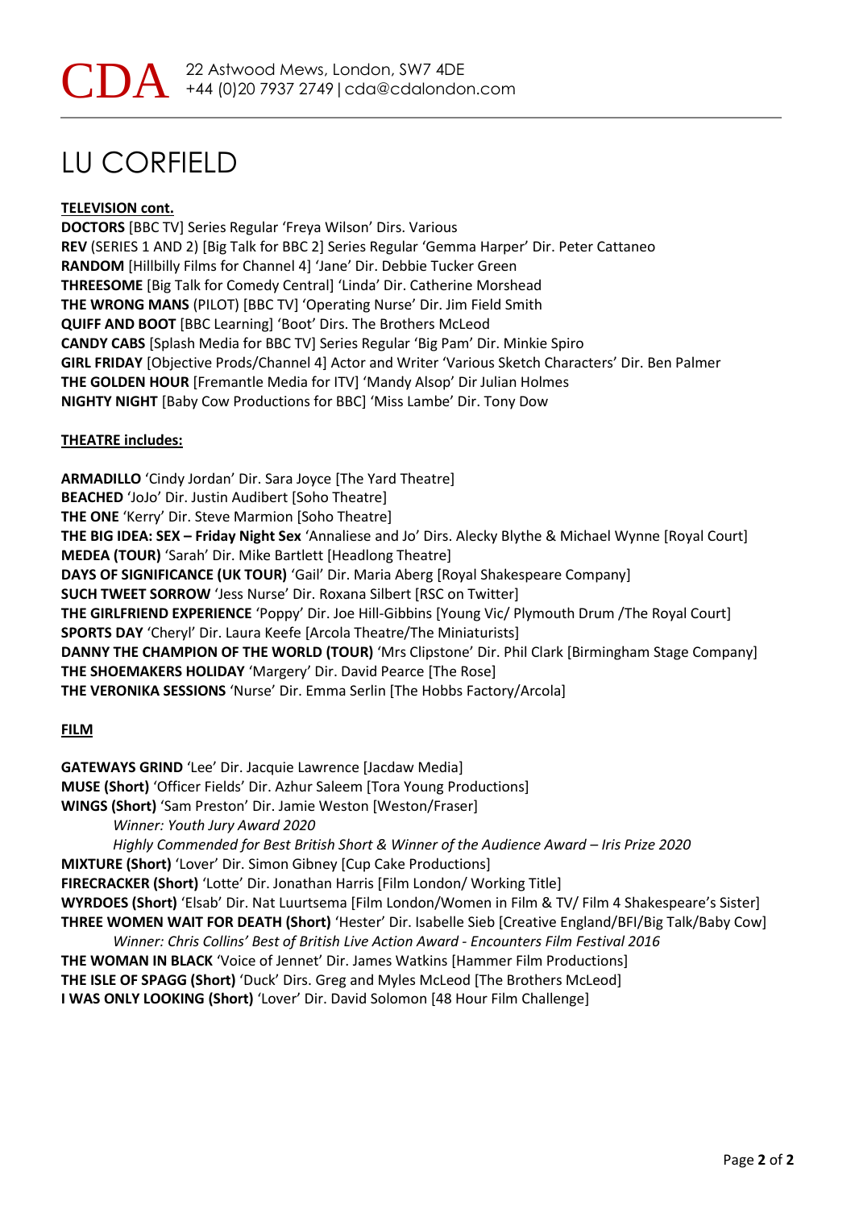CDA 22 Astwood Mews, London, SW7 4DE
+44 (0)20 7937 2749 | cda@cdalondon.com

# LU CORFIELD

**TELEVISION cont.**

**DOCTORS** [BBC TV] Series Regular 'Freya Wilson' Dirs. Various
**REV** (SERIES 1 AND 2) [Big Talk for BBC 2] Series Regular 'Gemma Harper' Dir. Peter Cattaneo
**RANDOM** [Hillbilly Films for Channel 4] 'Jane' Dir. Debbie Tucker Green
**THREESOME** [Big Talk for Comedy Central] 'Linda' Dir. Catherine Morshead
**THE WRONG MANS** (PILOT) [BBC TV] 'Operating Nurse' Dir. Jim Field Smith
**QUIFF AND BOOT** [BBC Learning] 'Boot' Dirs. The Brothers McLeod
**CANDY CABS** [Splash Media for BBC TV] Series Regular 'Big Pam' Dir. Minkie Spiro
**GIRL FRIDAY** [Objective Prods/Channel 4] Actor and Writer 'Various Sketch Characters' Dir. Ben Palmer
**THE GOLDEN HOUR** [Fremantle Media for ITV] 'Mandy Alsop' Dir Julian Holmes
**NIGHTY NIGHT** [Baby Cow Productions for BBC] 'Miss Lambe' Dir. Tony Dow

**THEATRE includes:**

**ARMADILLO** 'Cindy Jordan' Dir. Sara Joyce [The Yard Theatre]
**BEACHED** 'JoJo' Dir. Justin Audibert [Soho Theatre]
**THE ONE** 'Kerry' Dir. Steve Marmion [Soho Theatre]
**THE BIG IDEA: SEX – Friday Night Sex** 'Annaliese and Jo' Dirs. Alecky Blythe & Michael Wynne [Royal Court]
**MEDEA (TOUR)** 'Sarah' Dir. Mike Bartlett [Headlong Theatre]
**DAYS OF SIGNIFICANCE (UK TOUR)** 'Gail' Dir. Maria Aberg [Royal Shakespeare Company]
**SUCH TWEET SORROW** 'Jess Nurse' Dir. Roxana Silbert [RSC on Twitter]
**THE GIRLFRIEND EXPERIENCE** 'Poppy' Dir. Joe Hill-Gibbins [Young Vic/ Plymouth Drum /The Royal Court]
**SPORTS DAY** 'Cheryl' Dir. Laura Keefe [Arcola Theatre/The Miniaturists]
**DANNY THE CHAMPION OF THE WORLD (TOUR)** 'Mrs Clipstone' Dir. Phil Clark [Birmingham Stage Company]
**THE SHOEMAKERS HOLIDAY** 'Margery' Dir. David Pearce [The Rose]
**THE VERONIKA SESSIONS** 'Nurse' Dir. Emma Serlin [The Hobbs Factory/Arcola]

**FILM**

**GATEWAYS GRIND** 'Lee' Dir. Jacquie Lawrence [Jacdaw Media]
**MUSE (Short)** 'Officer Fields' Dir. Azhur Saleem [Tora Young Productions]
**WINGS (Short)** 'Sam Preston' Dir. Jamie Weston [Weston/Fraser]
*Winner: Youth Jury Award 2020*
*Highly Commended for Best British Short & Winner of the Audience Award – Iris Prize 2020*
**MIXTURE (Short)** 'Lover' Dir. Simon Gibney [Cup Cake Productions]
**FIRECRACKER (Short)** 'Lotte' Dir. Jonathan Harris [Film London/ Working Title]
**WYRDOES (Short)** 'Elsab' Dir. Nat Luurtsema [Film London/Women in Film & TV/ Film 4 Shakespeare's Sister]
**THREE WOMEN WAIT FOR DEATH (Short)** 'Hester' Dir. Isabelle Sieb [Creative England/BFI/Big Talk/Baby Cow]
*Winner: Chris Collins' Best of British Live Action Award - Encounters Film Festival 2016*
**THE WOMAN IN BLACK** 'Voice of Jennet' Dir. James Watkins [Hammer Film Productions]
**THE ISLE OF SPAGG (Short)** 'Duck' Dirs. Greg and Myles McLeod [The Brothers McLeod]
**I WAS ONLY LOOKING (Short)** 'Lover' Dir. David Solomon [48 Hour Film Challenge]